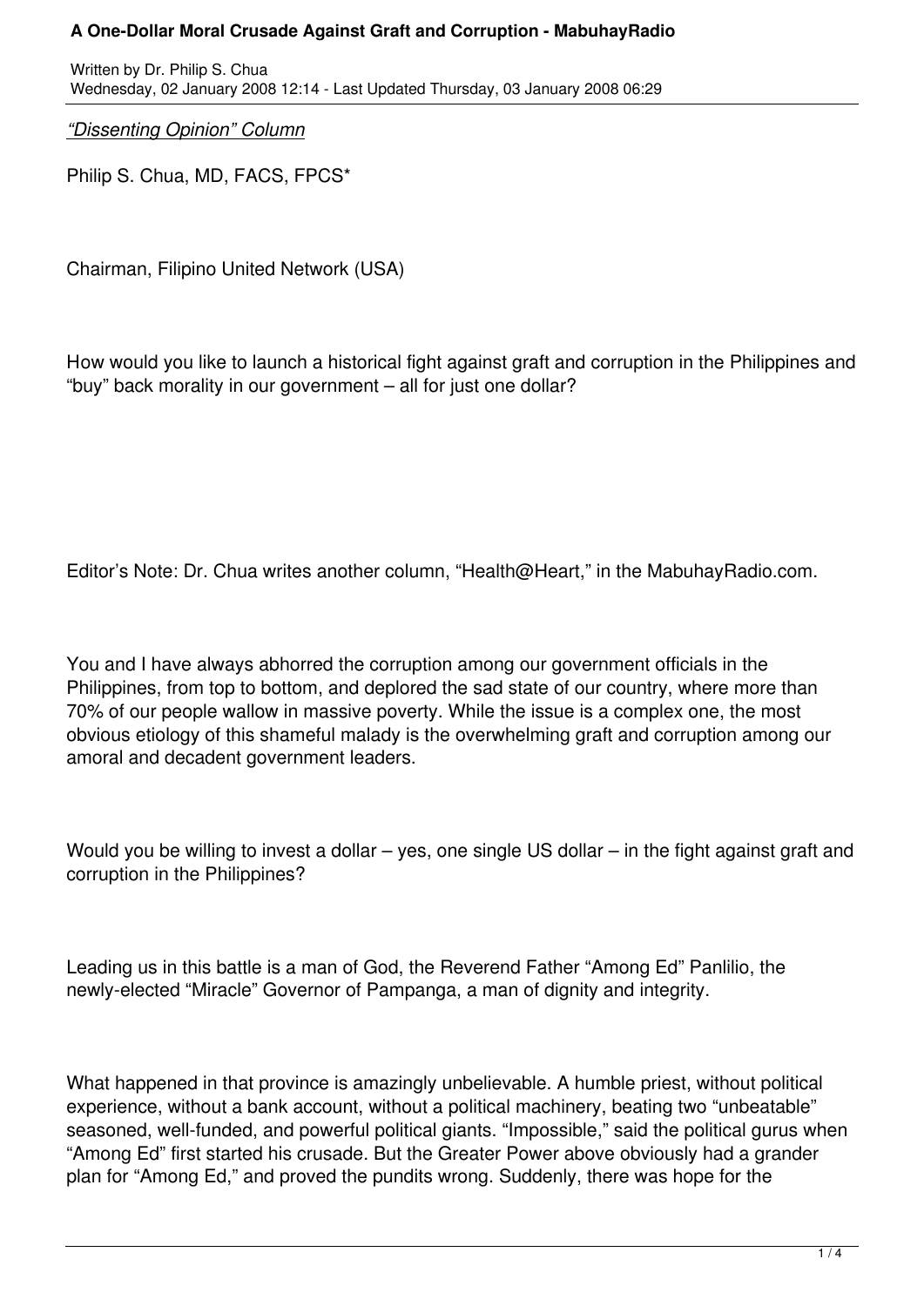# A One-Dollar Moral Crusade Against Graft and Corruption - MabuhayRadio

Written by Dr. Philip S. Chua
Wednesday, 02 January 2008 12:14 - Last Updated Thursday, 03 January 2008 06:29

*"Dissenting Opinion" Column*

Philip S. Chua, MD, FACS, FPCS*

Chairman, Filipino United Network (USA)

How would you like to launch a historical fight against graft and corruption in the Philippines and "buy" back morality in our government – all for just one dollar?

Editor's Note: Dr. Chua writes another column, "Health@Heart," in the MabuhayRadio.com.

You and I have always abhorred the corruption among our government officials in the Philippines, from top to bottom, and deplored the sad state of our country, where more than 70% of our people wallow in massive poverty. While the issue is a complex one, the most obvious etiology of this shameful malady is the overwhelming graft and corruption among our amoral and decadent government leaders.

Would you be willing to invest a dollar – yes, one single US dollar – in the fight against graft and corruption in the Philippines?

Leading us in this battle is a man of God, the Reverend Father "Among Ed" Panlilio, the newly-elected "Miracle" Governor of Pampanga, a man of dignity and integrity.

What happened in that province is amazingly unbelievable. A humble priest, without political experience, without a bank account, without a political machinery, beating two "unbeatable" seasoned, well-funded, and powerful political giants. "Impossible," said the political gurus when "Among Ed" first started his crusade. But the Greater Power above obviously had a grander plan for "Among Ed," and proved the pundits wrong. Suddenly, there was hope for the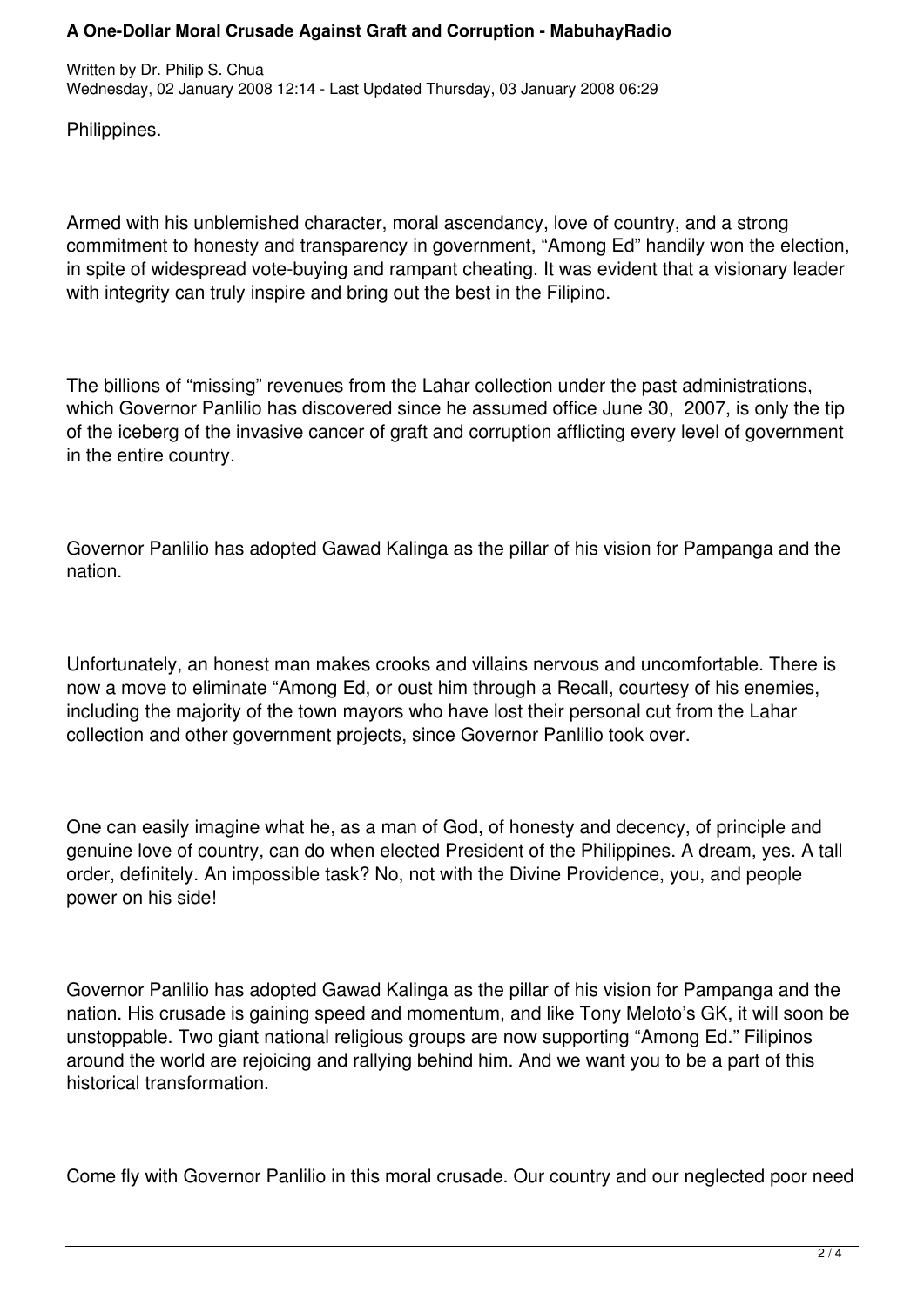Philippines.

Armed with his unblemished character, moral ascendancy, love of country, and a strong commitment to honesty and transparency in government, "Among Ed" handily won the election, in spite of widespread vote-buying and rampant cheating. It was evident that a visionary leader with integrity can truly inspire and bring out the best in the Filipino.

The billions of "missing" revenues from the Lahar collection under the past administrations, which Governor Panlilio has discovered since he assumed office June 30,  2007, is only the tip of the iceberg of the invasive cancer of graft and corruption afflicting every level of government in the entire country.

Governor Panlilio has adopted Gawad Kalinga as the pillar of his vision for Pampanga and the nation.

Unfortunately, an honest man makes crooks and villains nervous and uncomfortable. There is now a move to eliminate "Among Ed, or oust him through a Recall, courtesy of his enemies, including the majority of the town mayors who have lost their personal cut from the Lahar collection and other government projects, since Governor Panlilio took over.

One can easily imagine what he, as a man of God, of honesty and decency, of principle and genuine love of country, can do when elected President of the Philippines. A dream, yes. A tall order, definitely. An impossible task? No, not with the Divine Providence, you, and people power on his side!

Governor Panlilio has adopted Gawad Kalinga as the pillar of his vision for Pampanga and the nation. His crusade is gaining speed and momentum, and like Tony Meloto's GK, it will soon be unstoppable. Two giant national religious groups are now supporting "Among Ed." Filipinos around the world are rejoicing and rallying behind him. And we want you to be a part of this historical transformation.

Come fly with Governor Panlilio in this moral crusade. Our country and our neglected poor need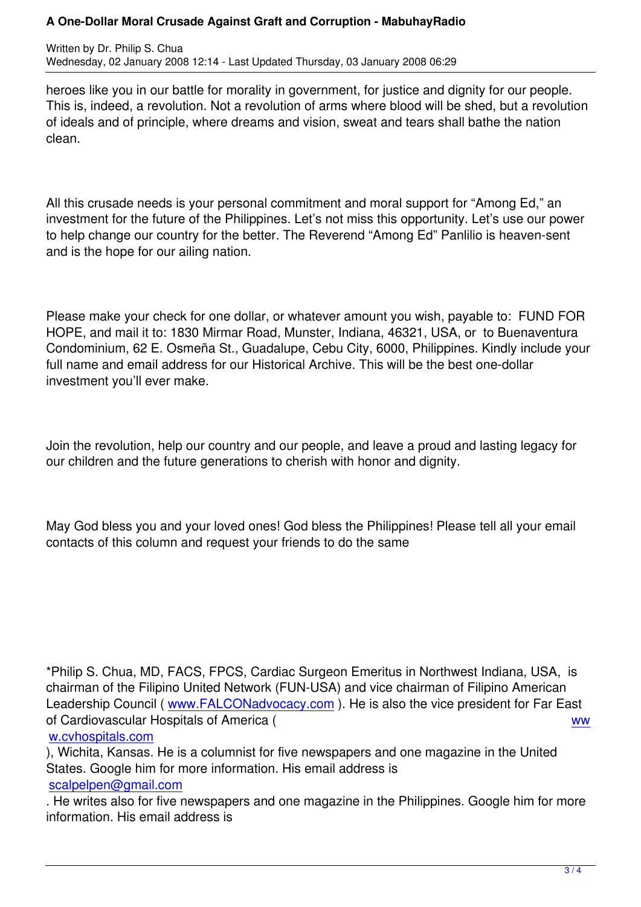heroes like you in our battle for morality in government, for justice and dignity for our people. This is, indeed, a revolution. Not a revolution of arms where blood will be shed, but a revolution of ideals and of principle, where dreams and vision, sweat and tears shall bathe the nation clean.

All this crusade needs is your personal commitment and moral support for "Among Ed," an investment for the future of the Philippines. Let's not miss this opportunity. Let's use our power to help change our country for the better. The Reverend "Among Ed" Panlilio is heaven-sent and is the hope for our ailing nation.

Please make your check for one dollar, or whatever amount you wish, payable to: FUND FOR HOPE, and mail it to: 1830 Mirmar Road, Munster, Indiana, 46321, USA, or to Buenaventura Condominium, 62 E. Osmeña St., Guadalupe, Cebu City, 6000, Philippines. Kindly include your full name and email address for our Historical Archive. This will be the best one-dollar investment you'll ever make.

Join the revolution, help our country and our people, and leave a proud and lasting legacy for our children and the future generations to cherish with honor and dignity.

May God bless you and your loved ones! God bless the Philippines! Please tell all your email contacts of this column and request your friends to do the same

*Philip S. Chua, MD, FACS, FPCS, Cardiac Surgeon Emeritus in Northwest Indiana, USA, is chairman of the Filipino United Network (FUN-USA) and vice chairman of Filipino American Leadership Council ( www.FALCONadvocacy.com ). He is also the vice president for Far East of Cardiovascular Hospitals of America ( www.cvhospitals.com ), Wichita, Kansas. He is a columnist for five newspapers and one magazine in the United States. Google him for more information. His email address is scalpelpen@gmail.com . He writes also for five newspapers and one magazine in the Philippines. Google him for more information. His email address is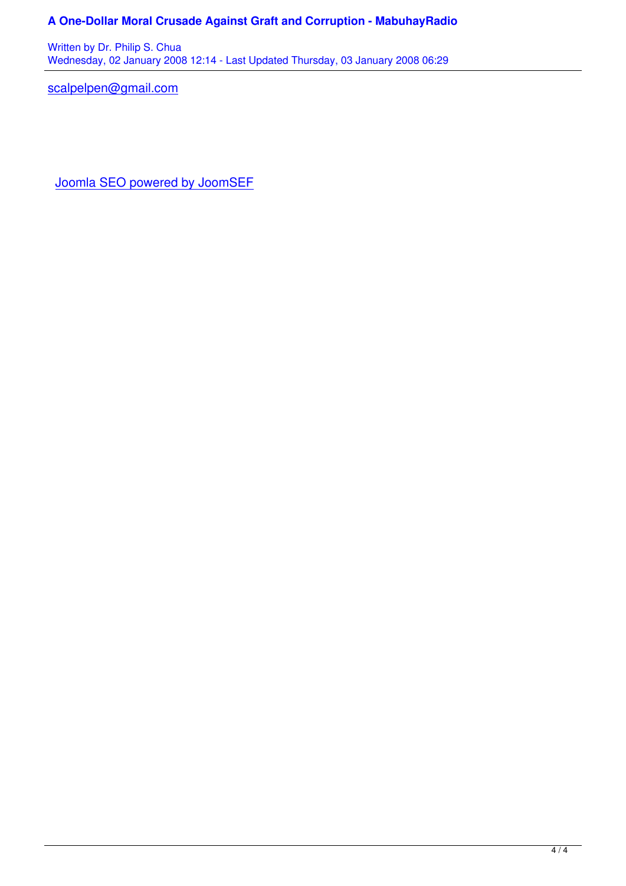scalpelpen@gmail.com

Joomla SEO powered by JoomSEF